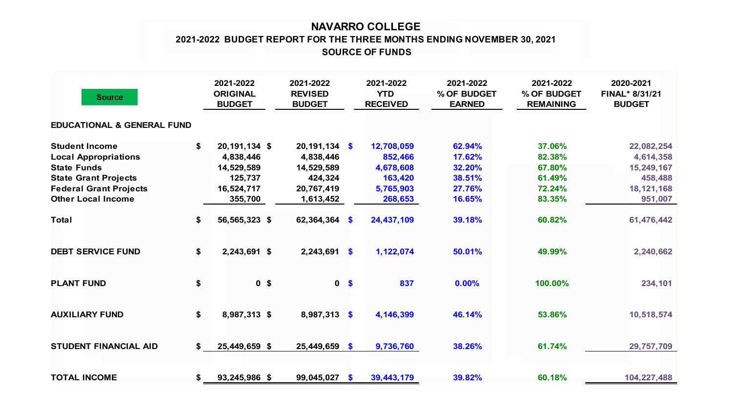# NAVARRO COLLEGE

## 2021-2022 BUDGET REPORT FOR THE THREE MONTHS ENDING NOVEMBER 30, 2021

## SOURCE OF FUNDS

| Source | 2021-2022 ORIGINAL BUDGET | 2021-2022 REVISED BUDGET | 2021-2022 YTD RECEIVED | 2021-2022 % OF BUDGET EARNED | 2021-2022 % OF BUDGET REMAINING | 2020-2021 FINAL* 8/31/21 BUDGET |
|---|---|---|---|---|---|---|
| **EDUCATIONAL & GENERAL FUND** | | | | | | |
| **Student Income** | $ 20,191,134 | $ 20,191,134 | $ 12,708,059 | 62.94% | 37.06% | 22,082,254 |
| **Local Appropriations** | 4,838,446 | 4,838,446 | 852,466 | 17.62% | 82.38% | 4,614,358 |
| **State Funds** | 14,529,589 | 14,529,589 | 4,678,608 | 32.20% | 67.80% | 15,249,167 |
| **State Grant Projects** | 125,737 | 424,324 | 163,420 | 38.51% | 61.49% | 458,488 |
| **Federal Grant Projects** | 16,524,717 | 20,767,419 | 5,765,903 | 27.76% | 72.24% | 18,121,168 |
| **Other Local Income** | 355,700 | 1,613,452 | 268,653 | 16.65% | 83.35% | 951,007 |
| **Total** | $ 56,565,323 | $ 62,364,364 | $ 24,437,109 | 39.18% | 60.82% | 61,476,442 |
| **DEBT SERVICE FUND** | $ 2,243,691 | $ 2,243,691 | $ 1,122,074 | 50.01% | 49.99% | 2,240,662 |
| **PLANT FUND** | $ 0 | $ 0 | $ 837 | 0.00% | 100.00% | 234,101 |
| **AUXILIARY FUND** | $ 8,987,313 | $ 8,987,313 | $ 4,146,399 | 46.14% | 53.86% | 10,518,574 |
| **STUDENT FINANCIAL AID** | $ 25,449,659 | $ 25,449,659 | $ 9,736,760 | 38.26% | 61.74% | 29,757,709 |
| **TOTAL INCOME** | $ 93,245,986 | $ 99,045,027 | $ 39,443,179 | 39.82% | 60.18% | 104,227,488 |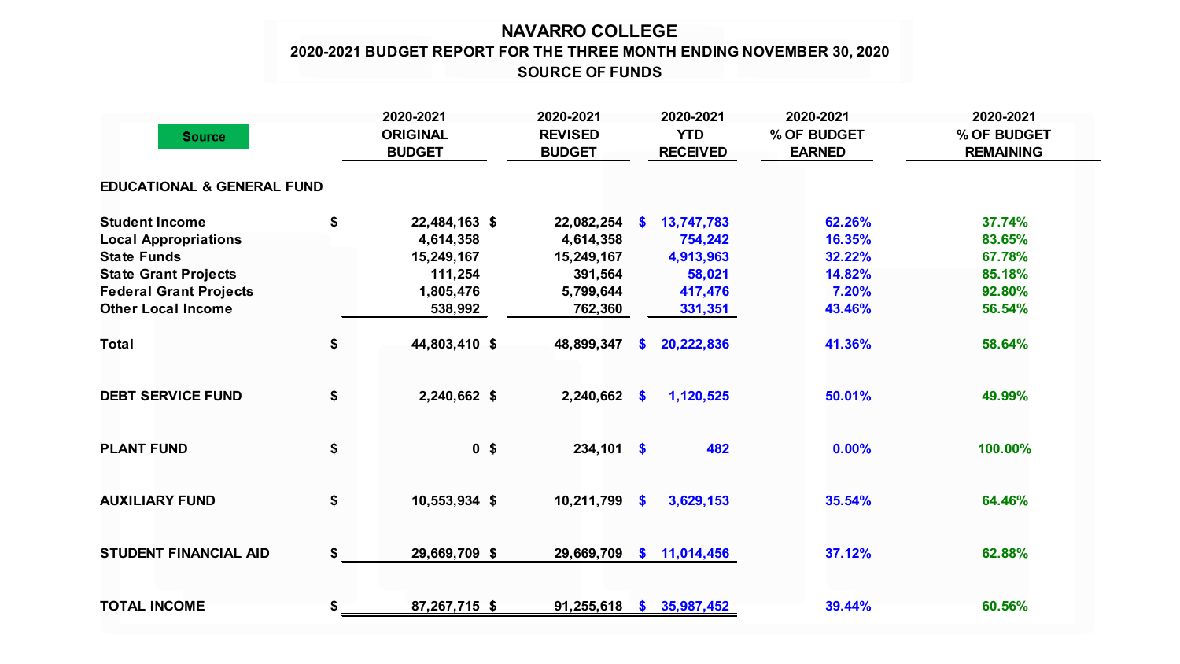# NAVARRO COLLEGE

## 2020-2021 BUDGET REPORT FOR THE THREE MONTH ENDING NOVEMBER 30, 2020

## SOURCE OF FUNDS

| Source | 2020-2021 ORIGINAL BUDGET | 2020-2021 REVISED BUDGET | 2020-2021 YTD RECEIVED | 2020-2021 % OF BUDGET EARNED | 2020-2021 % OF BUDGET REMAINING |
|---|---|---|---|---|---|
| **EDUCATIONAL & GENERAL FUND** | | | | | |
| Student Income | $ 22,484,163 | $ 22,082,254 | $ 13,747,783 | 62.26% | 37.74% |
| Local Appropriations | 4,614,358 | 4,614,358 | 754,242 | 16.35% | 83.65% |
| State Funds | 15,249,167 | 15,249,167 | 4,913,963 | 32.22% | 67.78% |
| State Grant Projects | 111,254 | 391,564 | 58,021 | 14.82% | 85.18% |
| Federal Grant Projects | 1,805,476 | 5,799,644 | 417,476 | 7.20% | 92.80% |
| Other Local Income | 538,992 | 762,360 | 331,351 | 43.46% | 56.54% |
| **Total** | $ 44,803,410 | $ 48,899,347 | $ 20,222,836 | 41.36% | 58.64% |
| **DEBT SERVICE FUND** | $ 2,240,662 | $ 2,240,662 | $ 1,120,525 | 50.01% | 49.99% |
| **PLANT FUND** | $ 0 | $ 234,101 | $ 482 | 0.00% | 100.00% |
| **AUXILIARY FUND** | $ 10,553,934 | $ 10,211,799 | $ 3,629,153 | 35.54% | 64.46% |
| **STUDENT FINANCIAL AID** | $ 29,669,709 | $ 29,669,709 | $ 11,014,456 | 37.12% | 62.88% |
| **TOTAL INCOME** | $ 87,267,715 | $ 91,255,618 | $ 35,987,452 | 39.44% | 60.56% |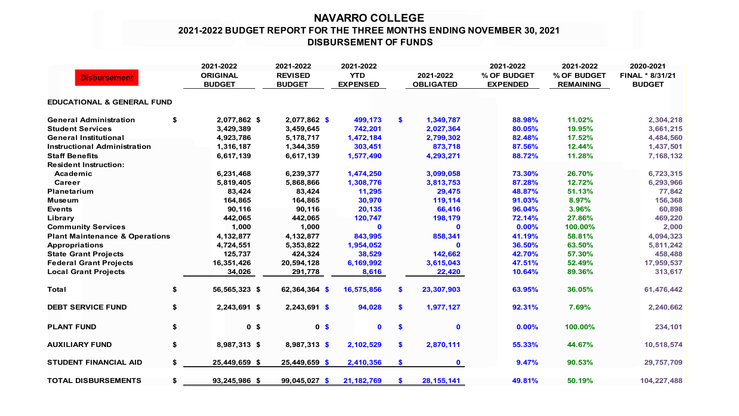# NAVARRO COLLEGE

## 2021-2022 BUDGET REPORT FOR THE THREE MONTHS ENDING NOVEMBER 30, 2021

## DISBURSEMENT OF FUNDS

| Disbursement | 2021-2022 ORIGINAL BUDGET | 2021-2022 REVISED BUDGET | 2021-2022 YTD EXPENSED | 2021-2022 OBLIGATED | 2021-2022 % OF BUDGET EXPENDED | 2021-2022 % OF BUDGET REMAINING | 2020-2021 FINAL * 8/31/21 BUDGET |
|---|---|---|---|---|---|---|---|
| **EDUCATIONAL & GENERAL FUND** | | | | | | | |
| General Administration | $ 2,077,862 | $ 2,077,862 | $ 499,173 | $ 1,349,787 | 88.98% | 11.02% | 2,304,218 |
| Student Services | 3,429,389 | 3,459,645 | 742,201 | 2,027,364 | 80.05% | 19.95% | 3,661,215 |
| General Institutional | 4,923,786 | 5,178,717 | 1,472,184 | 2,799,302 | 82.48% | 17.52% | 4,484,560 |
| Instructional Administration | 1,316,187 | 1,344,359 | 303,451 | 873,718 | 87.56% | 12.44% | 1,437,501 |
| Staff Benefits | 6,617,139 | 6,617,139 | 1,577,490 | 4,293,271 | 88.72% | 11.28% | 7,168,132 |
| Resident Instruction: | | | | | | | |
| Academic | 6,231,468 | 6,239,377 | 1,474,250 | 3,099,058 | 73.30% | 26.70% | 6,723,315 |
| Career | 5,819,405 | 5,868,866 | 1,308,776 | 3,813,753 | 87.28% | 12.72% | 6,293,966 |
| Planetarium | 83,424 | 83,424 | 11,295 | 29,475 | 48.87% | 51.13% | 77,842 |
| Museum | 164,865 | 164,865 | 30,970 | 119,114 | 91.03% | 8.97% | 156,368 |
| Events | 90,116 | 90,116 | 20,135 | 66,416 | 96.04% | 3.96% | 60,898 |
| Library | 442,065 | 442,065 | 120,747 | 198,179 | 72.14% | 27.86% | 469,220 |
| Community Services | 1,000 | 1,000 | 0 | 0 | 0.00% | 100.00% | 2,000 |
| Plant Maintenance & Operations | 4,132,877 | 4,132,877 | 843,995 | 858,341 | 41.19% | 58.81% | 4,094,323 |
| Appropriations | 4,724,551 | 5,353,822 | 1,954,052 | 0 | 36.50% | 63.50% | 5,811,242 |
| State Grant Projects | 125,737 | 424,324 | 38,529 | 142,662 | 42.70% | 57.30% | 458,488 |
| Federal Grant Projects | 16,351,426 | 20,594,128 | 6,169,992 | 3,615,043 | 47.51% | 52.49% | 17,959,537 |
| Local Grant Projects | 34,026 | 291,778 | 8,616 | 22,420 | 10.64% | 89.36% | 313,617 |
| **Total** | $ 56,565,323 | $ 62,364,364 | $ 16,575,856 | $ 23,307,903 | 63.95% | 36.05% | 61,476,442 |
| **DEBT SERVICE FUND** | $ 2,243,691 | $ 2,243,691 | $ 94,028 | $ 1,977,127 | 92.31% | 7.69% | 2,240,662 |
| **PLANT FUND** | $ 0 | $ 0 | $ 0 | $ 0 | 0.00% | 100.00% | 234,101 |
| **AUXILIARY FUND** | $ 8,987,313 | $ 8,987,313 | $ 2,102,529 | $ 2,870,111 | 55.33% | 44.67% | 10,518,574 |
| **STUDENT FINANCIAL AID** | $ 25,449,659 | $ 25,449,659 | $ 2,410,356 | $ 0 | 9.47% | 90.53% | 29,757,709 |
| **TOTAL DISBURSEMENTS** | $ 93,245,986 | $ 99,045,027 | $ 21,182,769 | $ 28,155,141 | 49.81% | 50.19% | 104,227,488 |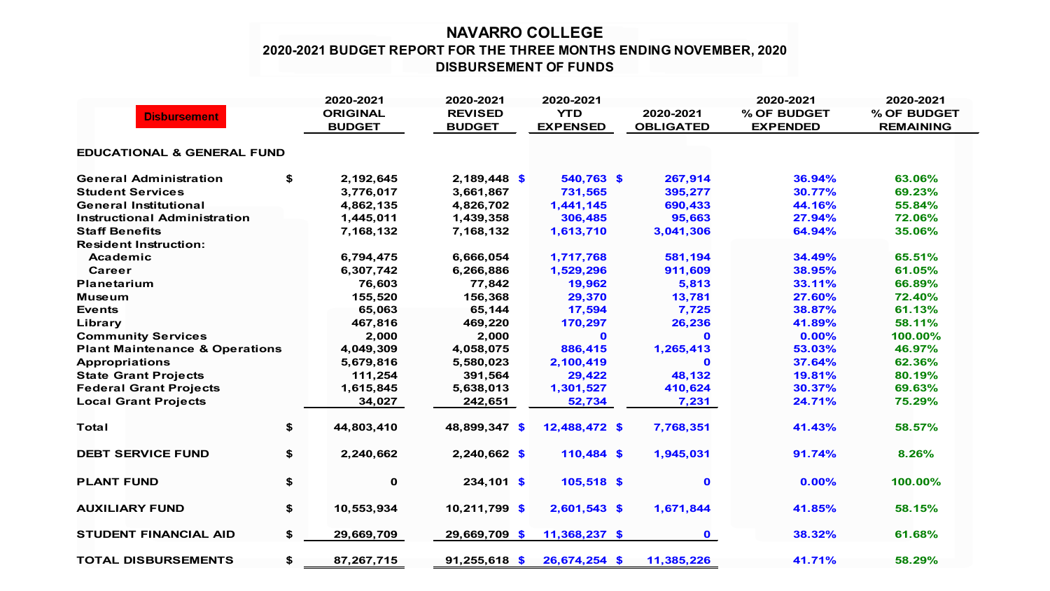# NAVARRO COLLEGE

## 2020-2021 BUDGET REPORT FOR THE THREE MONTHS ENDING NOVEMBER, 2020

## DISBURSEMENT OF FUNDS

| Disbursement | | 2020-2021 ORIGINAL BUDGET | 2020-2021 REVISED BUDGET | 2020-2021 YTD EXPENSED | 2020-2021 OBLIGATED | 2020-2021 % OF BUDGET EXPENDED | 2020-2021 % OF BUDGET REMAINING |
|---|---|---|---|---|---|---|---|
| **EDUCATIONAL & GENERAL FUND** | | | | | | | |
| General Administration | $ | 2,192,645 | 2,189,448 | $ 540,763 | $ 267,914 | 36.94% | 63.06% |
| Student Services | | 3,776,017 | 3,661,867 | 731,565 | 395,277 | 30.77% | 69.23% |
| General Institutional | | 4,862,135 | 4,826,702 | 1,441,145 | 690,433 | 44.16% | 55.84% |
| Instructional Administration | | 1,445,011 | 1,439,358 | 306,485 | 95,663 | 27.94% | 72.06% |
| Staff Benefits | | 7,168,132 | 7,168,132 | 1,613,710 | 3,041,306 | 64.94% | 35.06% |
| Resident Instruction: | | | | | | | |
| Academic | | 6,794,475 | 6,666,054 | 1,717,768 | 581,194 | 34.49% | 65.51% |
| Career | | 6,307,742 | 6,266,886 | 1,529,296 | 911,609 | 38.95% | 61.05% |
| Planetarium | | 76,603 | 77,842 | 19,962 | 5,813 | 33.11% | 66.89% |
| Museum | | 155,520 | 156,368 | 29,370 | 13,781 | 27.60% | 72.40% |
| Events | | 65,063 | 65,144 | 17,594 | 7,725 | 38.87% | 61.13% |
| Library | | 467,816 | 469,220 | 170,297 | 26,236 | 41.89% | 58.11% |
| Community Services | | 2,000 | 2,000 | 0 | 0 | 0.00% | 100.00% |
| Plant Maintenance & Operations | | 4,049,309 | 4,058,075 | 886,415 | 1,265,413 | 53.03% | 46.97% |
| Appropriations | | 5,679,816 | 5,580,023 | 2,100,419 | 0 | 37.64% | 62.36% |
| State Grant Projects | | 111,254 | 391,564 | 29,422 | 48,132 | 19.81% | 80.19% |
| Federal Grant Projects | | 1,615,845 | 5,638,013 | 1,301,527 | 410,624 | 30.37% | 69.63% |
| Local Grant Projects | | 34,027 | 242,651 | 52,734 | 7,231 | 24.71% | 75.29% |
| **Total** | $ | 44,803,410 | 48,899,347 | $ 12,488,472 | $ 7,768,351 | 41.43% | 58.57% |
| **DEBT SERVICE FUND** | $ | 2,240,662 | 2,240,662 | $ 110,484 | $ 1,945,031 | 91.74% | 8.26% |
| **PLANT FUND** | $ | 0 | 234,101 | $ 105,518 | $ 0 | 0.00% | 100.00% |
| **AUXILIARY FUND** | $ | 10,553,934 | 10,211,799 | $ 2,601,543 | $ 1,671,844 | 41.85% | 58.15% |
| **STUDENT FINANCIAL AID** | $ | 29,669,709 | 29,669,709 | $ 11,368,237 | $ 0 | 38.32% | 61.68% |
| **TOTAL DISBURSEMENTS** | $ | 87,267,715 | 91,255,618 | $ 26,674,254 | $ 11,385,226 | 41.71% | 58.29% |